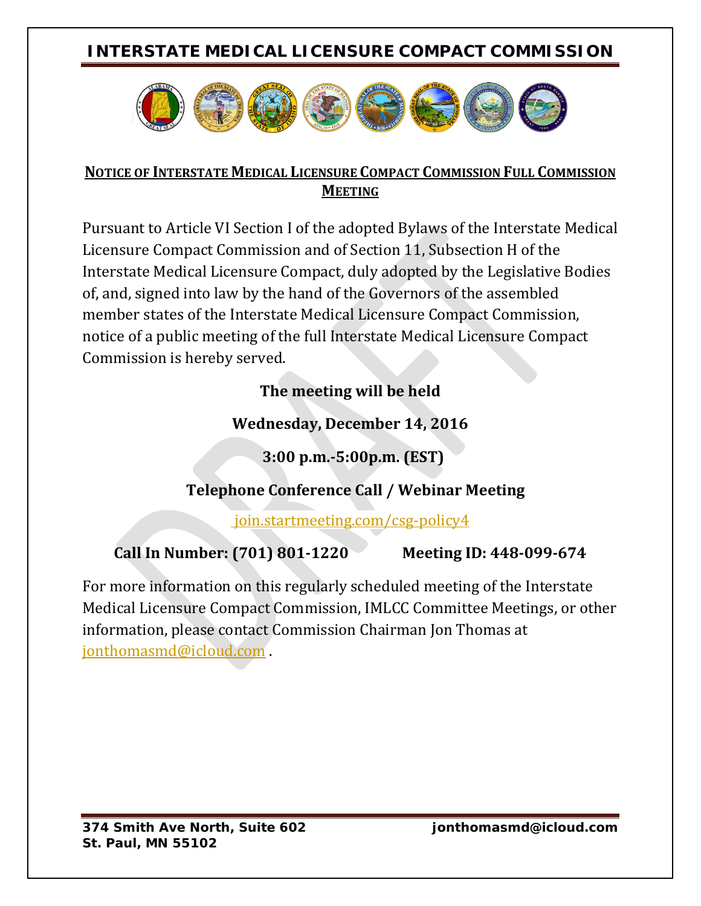# INTERSTATE MEDICAL LICENSURE COMPACT COMMISSION

## NOTICE OF INTERSTATE MEDICAL LICENSURE COMPACT COMMISSION FULL COMMISSION MEETING

Pursuant to Article VI Section I of the adopted Bylaws of the Interstate Medical Licensure Compact Commission and of Section 11, Subsection H of the Interstate Medical Licensure Compact, duly adopted by the Legislative Bodies of, and, signed into law by the hand of the Governors of the assembled member states of the Interstate Medical Licensure Compact Commission, notice of a public meeting of the full Interstate Medical Licensure Compact Commission is hereby served.

**The meeting will be held**

**Wednesday, December 14, 2016**

**3:00 p.m.-5:00p.m. (EST)**

**Telephone Conference Call / Webinar Meeting**

join.startmeeting.com/csg-policy4

**Call In Number: (701) 801-1220** **Meeting ID: 448-099-674**

For more information on this regularly scheduled meeting of the Interstate Medical Licensure Compact Commission, IMLCC Committee Meetings, or other information, please contact Commission Chairman Jon Thomas at jonthomasmd@icloud.com .

**374 Smith Ave North, Suite 602**
**St. Paul, MN 55102**

**jonthomasmd@icloud.com**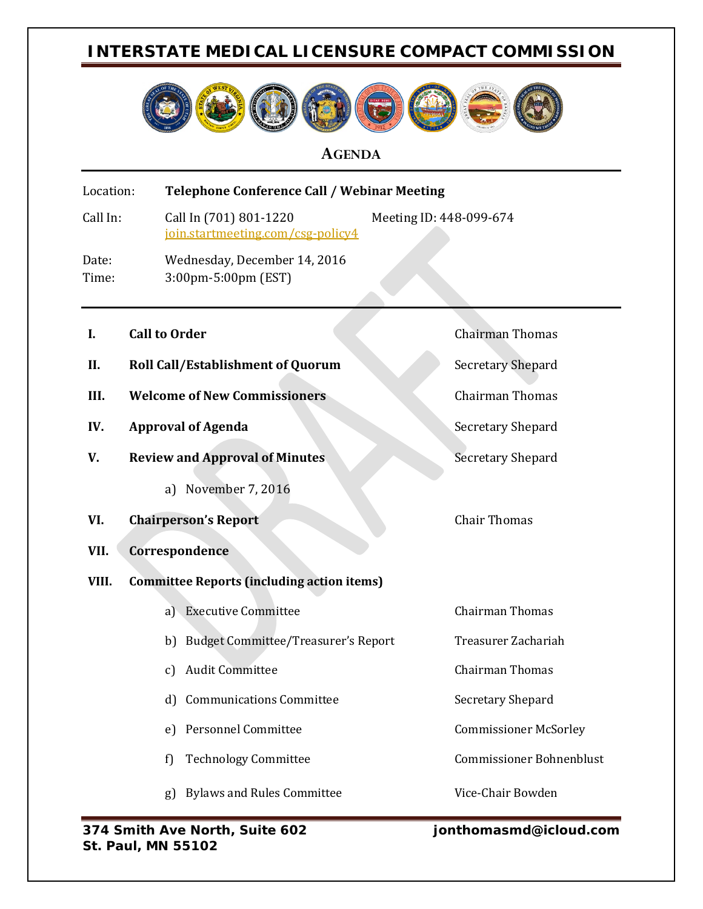# INTERSTATE MEDICAL LICENSURE COMPACT COMMISSION

## AGENDA

Location: **Telephone Conference Call / Webinar Meeting**

Call In: Call In (701) 801-1220 Meeting ID: 448-099-674
join.startmeeting.com/csg-policy4

Date: Wednesday, December 14, 2016
Time: 3:00pm-5:00pm (EST)

---

| | | |
|---|---|---|
| **I.** | **Call to Order** | Chairman Thomas |
| **II.** | **Roll Call/Establishment of Quorum** | Secretary Shepard |
| **III.** | **Welcome of New Commissioners** | Chairman Thomas |
| **IV.** | **Approval of Agenda** | Secretary Shepard |
| **V.** | **Review and Approval of Minutes** | Secretary Shepard |
| | a) November 7, 2016 | |
| **VI.** | **Chairperson's Report** | Chair Thomas |
| **VII.** | **Correspondence** | |
| **VIII.** | **Committee Reports (including action items)** | |
| | a) Executive Committee | Chairman Thomas |
| | b) Budget Committee/Treasurer's Report | Treasurer Zachariah |
| | c) Audit Committee | Chairman Thomas |
| | d) Communications Committee | Secretary Shepard |
| | e) Personnel Committee | Commissioner McSorley |
| | f) Technology Committee | Commissioner Bohnenblust |
| | g) Bylaws and Rules Committee | Vice-Chair Bowden |

**374 Smith Ave North, Suite 602**
**St. Paul, MN 55102**

**jonthomasmd@icloud.com**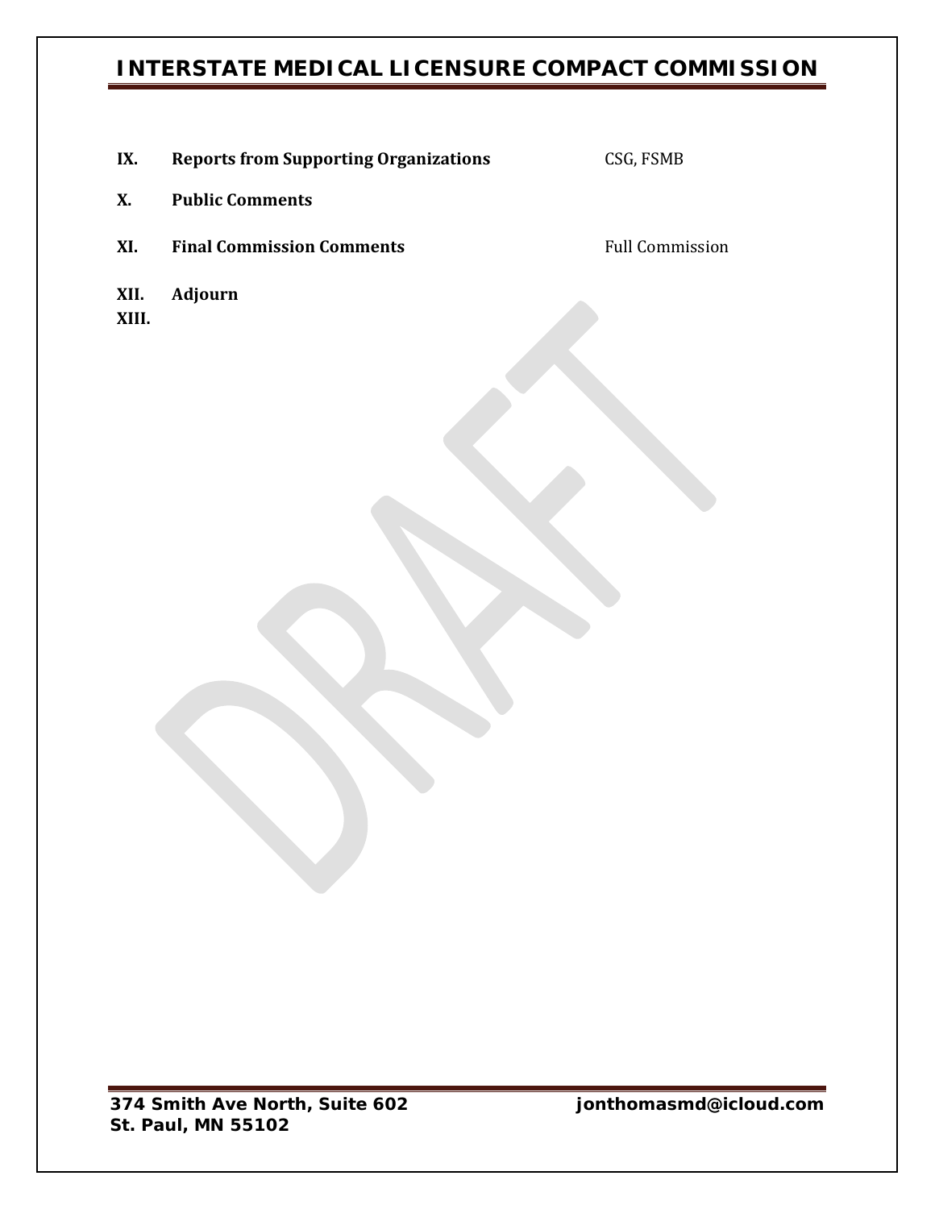| | | |
|---|---|---|
| **IX.** | **Reports from Supporting Organizations** | CSG, FSMB |
| **X.** | **Public Comments** | |
| **XI.** | **Final Commission Comments** | Full Commission |
| **XII.** | **Adjourn** | |
| **XIII.** | | |